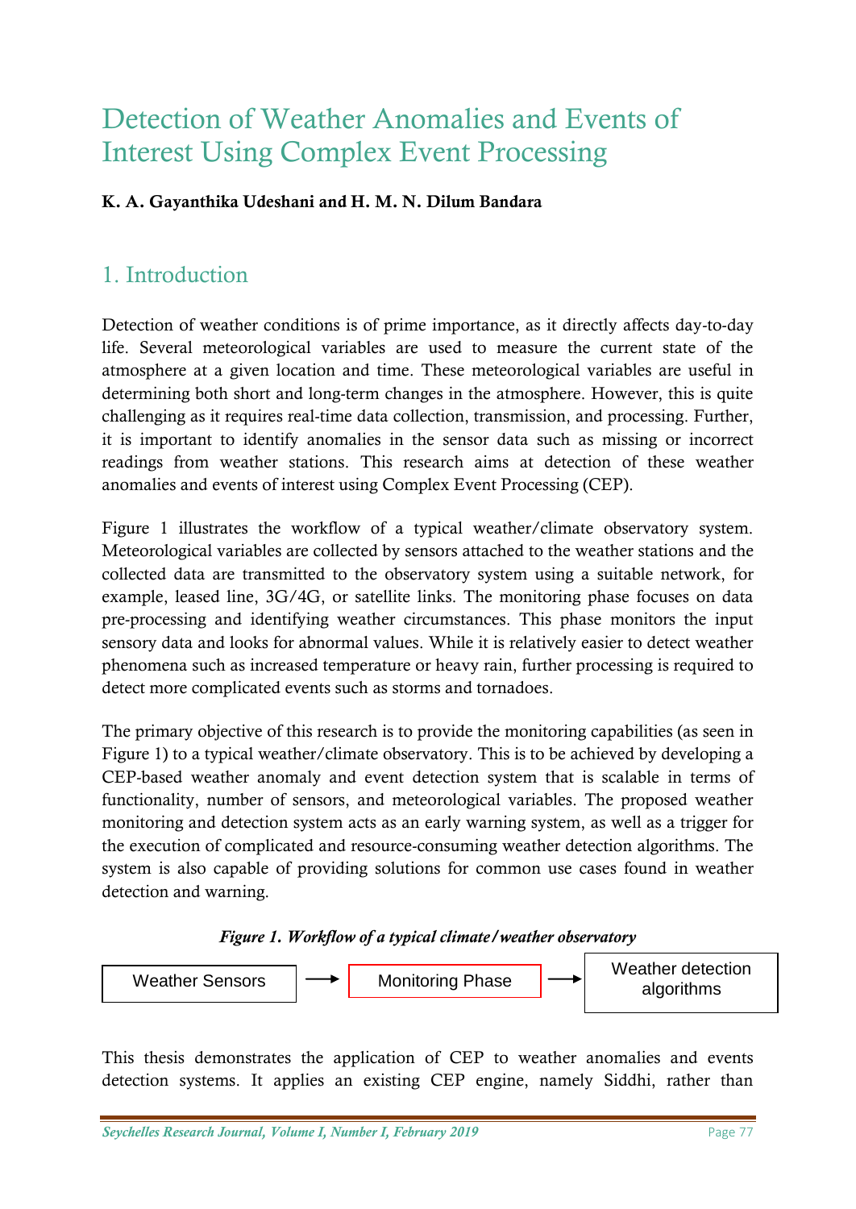# Detection of Weather Anomalies and Events of Interest Using Complex Event Processing

**K. A. Gayanthika Udeshani and H. M. N. Dilum Bandara**

## 1. Introduction

Detection of weather conditions is of prime importance, as it directly affects day-to-day life. Several meteorological variables are used to measure the current state of the atmosphere at a given location and time. These meteorological variables are useful in determining both short and long-term changes in the atmosphere. However, this is quite challenging as it requires real-time data collection, transmission, and processing. Further, it is important to identify anomalies in the sensor data such as missing or incorrect readings from weather stations. This research aims at detection of these weather anomalies and events of interest using Complex Event Processing (CEP).

Figure 1 illustrates the workflow of a typical weather/climate observatory system. Meteorological variables are collected by sensors attached to the weather stations and the collected data are transmitted to the observatory system using a suitable network, for example, leased line, 3G/4G, or satellite links. The monitoring phase focuses on data pre-processing and identifying weather circumstances. This phase monitors the input sensory data and looks for abnormal values. While it is relatively easier to detect weather phenomena such as increased temperature or heavy rain, further processing is required to detect more complicated events such as storms and tornadoes.

The primary objective of this research is to provide the monitoring capabilities (as seen in Figure 1) to a typical weather/climate observatory. This is to be achieved by developing a CEP-based weather anomaly and event detection system that is scalable in terms of functionality, number of sensors, and meteorological variables. The proposed weather monitoring and detection system acts as an early warning system, as well as a trigger for the execution of complicated and resource-consuming weather detection algorithms. The system is also capable of providing solutions for common use cases found in weather detection and warning.

*Figure 1. Workflow of a typical climate/weather observatory*

Weather Sensors → Monitoring Phase → Weather detection algorithms

This thesis demonstrates the application of CEP to weather anomalies and events detection systems. It applies an existing CEP engine, namely Siddhi, rather than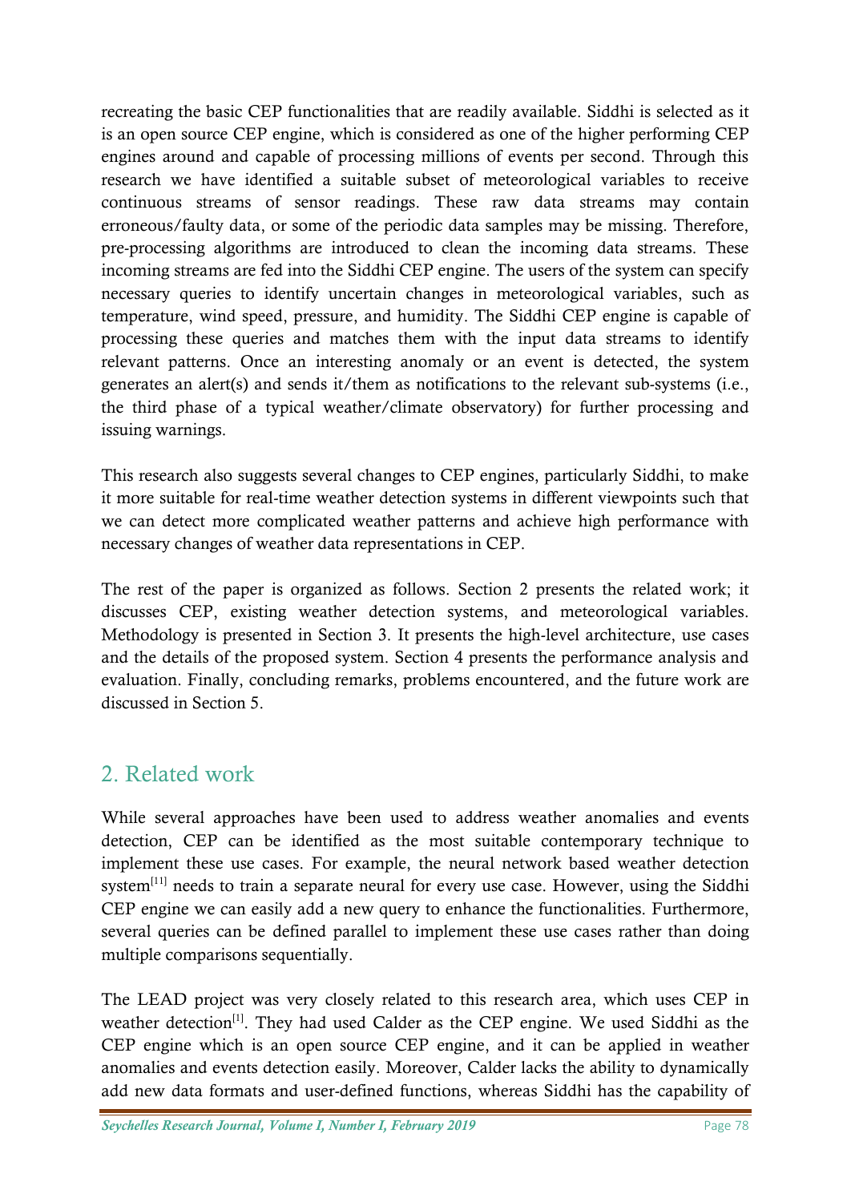recreating the basic CEP functionalities that are readily available. Siddhi is selected as it is an open source CEP engine, which is considered as one of the higher performing CEP engines around and capable of processing millions of events per second. Through this research we have identified a suitable subset of meteorological variables to receive continuous streams of sensor readings. These raw data streams may contain erroneous/faulty data, or some of the periodic data samples may be missing. Therefore, pre-processing algorithms are introduced to clean the incoming data streams. These incoming streams are fed into the Siddhi CEP engine. The users of the system can specify necessary queries to identify uncertain changes in meteorological variables, such as temperature, wind speed, pressure, and humidity. The Siddhi CEP engine is capable of processing these queries and matches them with the input data streams to identify relevant patterns. Once an interesting anomaly or an event is detected, the system generates an alert(s) and sends it/them as notifications to the relevant sub-systems (i.e., the third phase of a typical weather/climate observatory) for further processing and issuing warnings.

This research also suggests several changes to CEP engines, particularly Siddhi, to make it more suitable for real-time weather detection systems in different viewpoints such that we can detect more complicated weather patterns and achieve high performance with necessary changes of weather data representations in CEP.

The rest of the paper is organized as follows. Section 2 presents the related work; it discusses CEP, existing weather detection systems, and meteorological variables. Methodology is presented in Section 3. It presents the high-level architecture, use cases and the details of the proposed system. Section 4 presents the performance analysis and evaluation. Finally, concluding remarks, problems encountered, and the future work are discussed in Section 5.

## 2. Related work

While several approaches have been used to address weather anomalies and events detection, CEP can be identified as the most suitable contemporary technique to implement these use cases. For example, the neural network based weather detection system[11] needs to train a separate neural for every use case. However, using the Siddhi CEP engine we can easily add a new query to enhance the functionalities. Furthermore, several queries can be defined parallel to implement these use cases rather than doing multiple comparisons sequentially.

The LEAD project was very closely related to this research area, which uses CEP in weather detection[1]. They had used Calder as the CEP engine. We used Siddhi as the CEP engine which is an open source CEP engine, and it can be applied in weather anomalies and events detection easily. Moreover, Calder lacks the ability to dynamically add new data formats and user-defined functions, whereas Siddhi has the capability of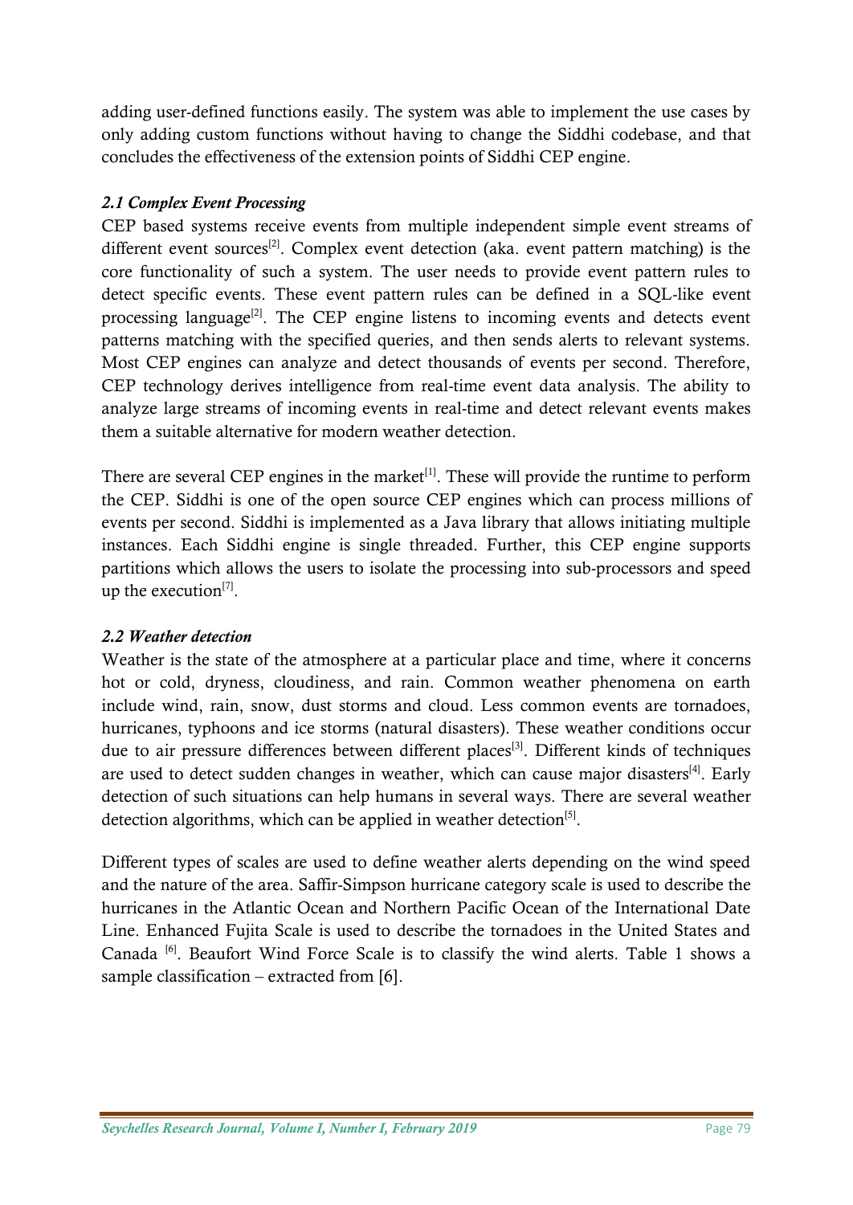adding user-defined functions easily. The system was able to implement the use cases by only adding custom functions without having to change the Siddhi codebase, and that concludes the effectiveness of the extension points of Siddhi CEP engine.

### *2.1 Complex Event Processing*

CEP based systems receive events from multiple independent simple event streams of different event sources[2]. Complex event detection (aka. event pattern matching) is the core functionality of such a system. The user needs to provide event pattern rules to detect specific events. These event pattern rules can be defined in a SQL-like event processing language[2]. The CEP engine listens to incoming events and detects event patterns matching with the specified queries, and then sends alerts to relevant systems. Most CEP engines can analyze and detect thousands of events per second. Therefore, CEP technology derives intelligence from real-time event data analysis. The ability to analyze large streams of incoming events in real-time and detect relevant events makes them a suitable alternative for modern weather detection.

There are several CEP engines in the market[1]. These will provide the runtime to perform the CEP. Siddhi is one of the open source CEP engines which can process millions of events per second. Siddhi is implemented as a Java library that allows initiating multiple instances. Each Siddhi engine is single threaded. Further, this CEP engine supports partitions which allows the users to isolate the processing into sub-processors and speed up the execution[7].

### *2.2 Weather detection*

Weather is the state of the atmosphere at a particular place and time, where it concerns hot or cold, dryness, cloudiness, and rain. Common weather phenomena on earth include wind, rain, snow, dust storms and cloud. Less common events are tornadoes, hurricanes, typhoons and ice storms (natural disasters). These weather conditions occur due to air pressure differences between different places[3]. Different kinds of techniques are used to detect sudden changes in weather, which can cause major disasters[4]. Early detection of such situations can help humans in several ways. There are several weather detection algorithms, which can be applied in weather detection[5].

Different types of scales are used to define weather alerts depending on the wind speed and the nature of the area. Saffir-Simpson hurricane category scale is used to describe the hurricanes in the Atlantic Ocean and Northern Pacific Ocean of the International Date Line. Enhanced Fujita Scale is used to describe the tornadoes in the United States and Canada [6]. Beaufort Wind Force Scale is to classify the wind alerts. Table 1 shows a sample classification – extracted from [6].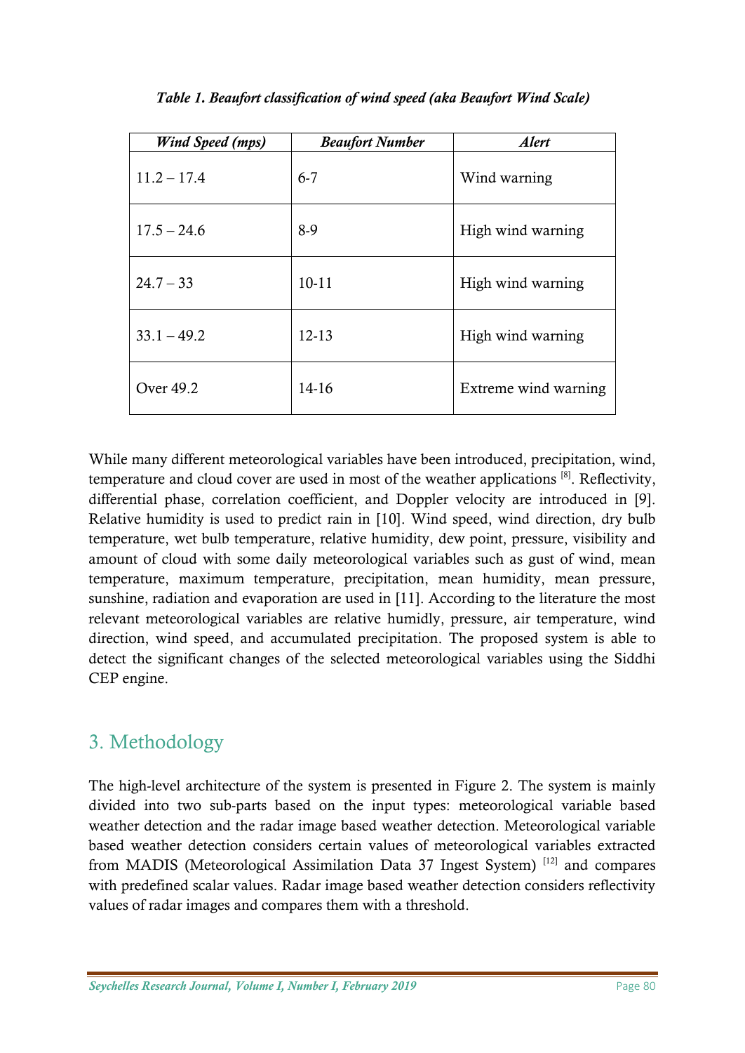*Table 1. Beaufort classification of wind speed (aka Beaufort Wind Scale)*

| *Wind Speed (mps)* | *Beaufort Number* | *Alert* |
|---|---|---|
| 11.2 – 17.4 | 6-7 | Wind warning |
| 17.5 – 24.6 | 8-9 | High wind warning |
| 24.7 – 33 | 10-11 | High wind warning |
| 33.1 – 49.2 | 12-13 | High wind warning |
| Over 49.2 | 14-16 | Extreme wind warning |

While many different meteorological variables have been introduced, precipitation, wind, temperature and cloud cover are used in most of the weather applications [8]. Reflectivity, differential phase, correlation coefficient, and Doppler velocity are introduced in [9]. Relative humidity is used to predict rain in [10]. Wind speed, wind direction, dry bulb temperature, wet bulb temperature, relative humidity, dew point, pressure, visibility and amount of cloud with some daily meteorological variables such as gust of wind, mean temperature, maximum temperature, precipitation, mean humidity, mean pressure, sunshine, radiation and evaporation are used in [11]. According to the literature the most relevant meteorological variables are relative humidly, pressure, air temperature, wind direction, wind speed, and accumulated precipitation. The proposed system is able to detect the significant changes of the selected meteorological variables using the Siddhi CEP engine.

## 3. Methodology

The high-level architecture of the system is presented in Figure 2. The system is mainly divided into two sub-parts based on the input types: meteorological variable based weather detection and the radar image based weather detection. Meteorological variable based weather detection considers certain values of meteorological variables extracted from MADIS (Meteorological Assimilation Data 37 Ingest System) [12] and compares with predefined scalar values. Radar image based weather detection considers reflectivity values of radar images and compares them with a threshold.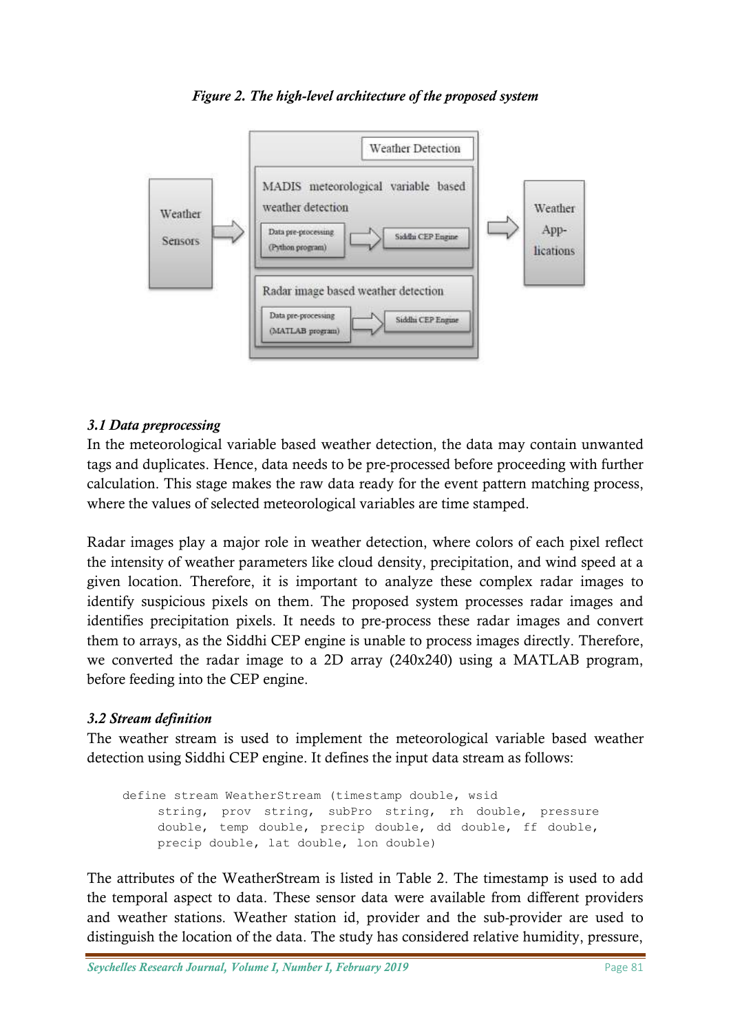*Figure 2. The high-level architecture of the proposed system*

### *3.1 Data preprocessing*

In the meteorological variable based weather detection, the data may contain unwanted tags and duplicates. Hence, data needs to be pre-processed before proceeding with further calculation. This stage makes the raw data ready for the event pattern matching process, where the values of selected meteorological variables are time stamped.

Radar images play a major role in weather detection, where colors of each pixel reflect the intensity of weather parameters like cloud density, precipitation, and wind speed at a given location. Therefore, it is important to analyze these complex radar images to identify suspicious pixels on them. The proposed system processes radar images and identifies precipitation pixels. It needs to pre-process these radar images and convert them to arrays, as the Siddhi CEP engine is unable to process images directly. Therefore, we converted the radar image to a 2D array (240x240) using a MATLAB program, before feeding into the CEP engine.

### *3.2 Stream definition*

The weather stream is used to implement the meteorological variable based weather detection using Siddhi CEP engine. It defines the input data stream as follows:

```
define stream WeatherStream (timestamp double, wsid
    string, prov string, subPro string, rh double, pressure
    double, temp double, precip double, dd double, ff double,
    precip double, lat double, lon double)
```

The attributes of the WeatherStream is listed in Table 2. The timestamp is used to add the temporal aspect to data. These sensor data were available from different providers and weather stations. Weather station id, provider and the sub-provider are used to distinguish the location of the data. The study has considered relative humidity, pressure,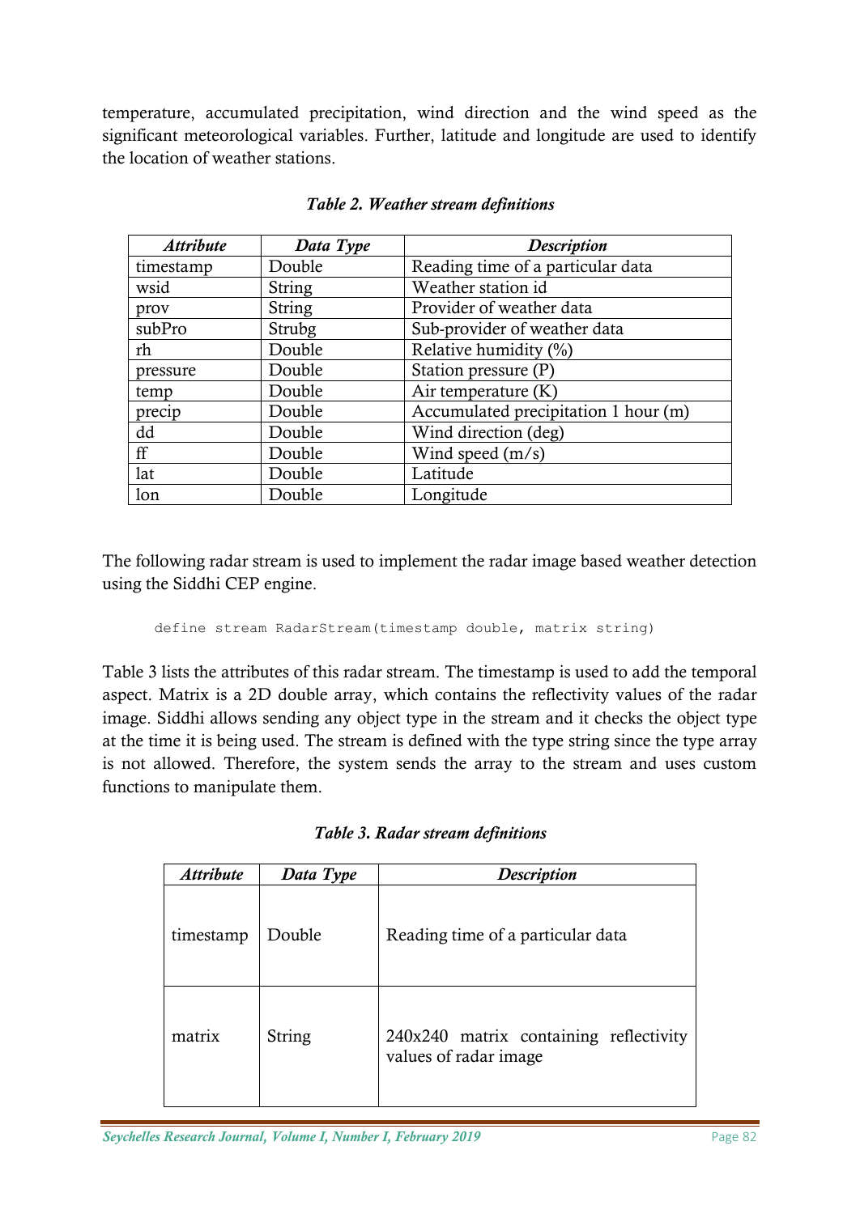temperature, accumulated precipitation, wind direction and the wind speed as the significant meteorological variables. Further, latitude and longitude are used to identify the location of weather stations.

***Table 2. Weather stream definitions***

| ***Attribute*** | ***Data Type*** | ***Description*** |
|---|---|---|
| timestamp | Double | Reading time of a particular data |
| wsid | String | Weather station id |
| prov | String | Provider of weather data |
| subPro | Strubg | Sub-provider of weather data |
| rh | Double | Relative humidity (%) |
| pressure | Double | Station pressure (P) |
| temp | Double | Air temperature (K) |
| precip | Double | Accumulated precipitation 1 hour (m) |
| dd | Double | Wind direction (deg) |
| ff | Double | Wind speed (m/s) |
| lat | Double | Latitude |
| lon | Double | Longitude |

The following radar stream is used to implement the radar image based weather detection using the Siddhi CEP engine.

```
define stream RadarStream(timestamp double, matrix string)
```

Table 3 lists the attributes of this radar stream. The timestamp is used to add the temporal aspect. Matrix is a 2D double array, which contains the reflectivity values of the radar image. Siddhi allows sending any object type in the stream and it checks the object type at the time it is being used. The stream is defined with the type string since the type array is not allowed. Therefore, the system sends the array to the stream and uses custom functions to manipulate them.

***Table 3. Radar stream definitions***

| ***Attribute*** | ***Data Type*** | ***Description*** |
|---|---|---|
| timestamp | Double | Reading time of a particular data |
| matrix | String | 240x240 matrix containing reflectivity values of radar image |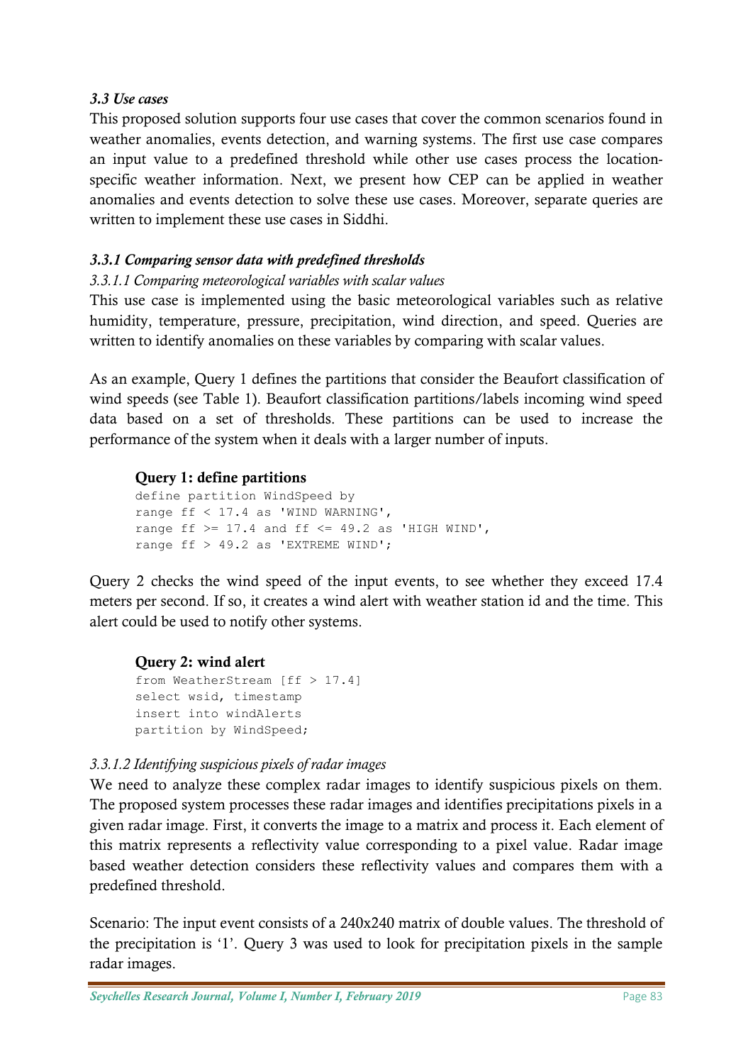### *3.3 Use cases*

This proposed solution supports four use cases that cover the common scenarios found in weather anomalies, events detection, and warning systems. The first use case compares an input value to a predefined threshold while other use cases process the location-specific weather information. Next, we present how CEP can be applied in weather anomalies and events detection to solve these use cases. Moreover, separate queries are written to implement these use cases in Siddhi.

#### *3.3.1 Comparing sensor data with predefined thresholds*

*3.3.1.1 Comparing meteorological variables with scalar values*

This use case is implemented using the basic meteorological variables such as relative humidity, temperature, pressure, precipitation, wind direction, and speed. Queries are written to identify anomalies on these variables by comparing with scalar values.

As an example, Query 1 defines the partitions that consider the Beaufort classification of wind speeds (see Table 1). Beaufort classification partitions/labels incoming wind speed data based on a set of thresholds. These partitions can be used to increase the performance of the system when it deals with a larger number of inputs.

**Query 1: define partitions**

```
define partition WindSpeed by
range ff < 17.4 as 'WIND WARNING',
range ff >= 17.4 and ff <= 49.2 as 'HIGH WIND',
range ff > 49.2 as 'EXTREME WIND';
```

Query 2 checks the wind speed of the input events, to see whether they exceed 17.4 meters per second. If so, it creates a wind alert with weather station id and the time. This alert could be used to notify other systems.

**Query 2: wind alert**

```
from WeatherStream [ff > 17.4]
select wsid, timestamp
insert into windAlerts
partition by WindSpeed;
```

*3.3.1.2 Identifying suspicious pixels of radar images*

We need to analyze these complex radar images to identify suspicious pixels on them. The proposed system processes these radar images and identifies precipitations pixels in a given radar image. First, it converts the image to a matrix and process it. Each element of this matrix represents a reflectivity value corresponding to a pixel value. Radar image based weather detection considers these reflectivity values and compares them with a predefined threshold.

Scenario: The input event consists of a 240x240 matrix of double values. The threshold of the precipitation is '1'. Query 3 was used to look for precipitation pixels in the sample radar images.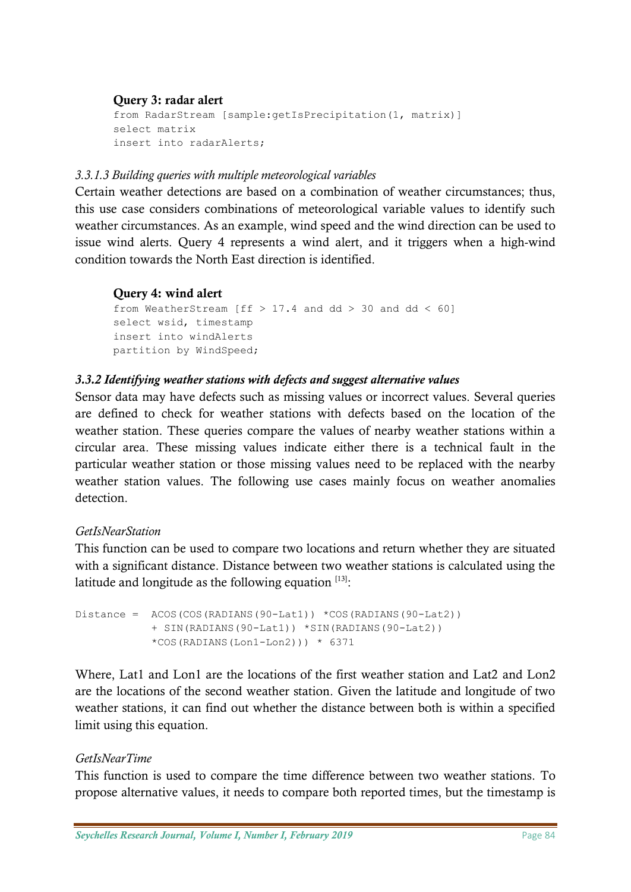**Query 3: radar alert**

```
from RadarStream [sample:getIsPrecipitation(1, matrix)]
select matrix
insert into radarAlerts;
```

*3.3.1.3 Building queries with multiple meteorological variables*

Certain weather detections are based on a combination of weather circumstances; thus, this use case considers combinations of meteorological variable values to identify such weather circumstances. As an example, wind speed and the wind direction can be used to issue wind alerts. Query 4 represents a wind alert, and it triggers when a high-wind condition towards the North East direction is identified.

**Query 4: wind alert**

```
from WeatherStream [ff > 17.4 and dd > 30 and dd < 60]
select wsid, timestamp
insert into windAlerts
partition by WindSpeed;
```

### *3.3.2 Identifying weather stations with defects and suggest alternative values*

Sensor data may have defects such as missing values or incorrect values. Several queries are defined to check for weather stations with defects based on the location of the weather station. These queries compare the values of nearby weather stations within a circular area. These missing values indicate either there is a technical fault in the particular weather station or those missing values need to be replaced with the nearby weather station values. The following use cases mainly focus on weather anomalies detection.

*GetIsNearStation*

This function can be used to compare two locations and return whether they are situated with a significant distance. Distance between two weather stations is calculated using the latitude and longitude as the following equation [13]:

```
Distance =  ACOS(COS(RADIANS(90-Lat1)) *COS(RADIANS(90-Lat2))
            + SIN(RADIANS(90-Lat1)) *SIN(RADIANS(90-Lat2))
            *COS(RADIANS(Lon1-Lon2))) * 6371
```

Where, Lat1 and Lon1 are the locations of the first weather station and Lat2 and Lon2 are the locations of the second weather station. Given the latitude and longitude of two weather stations, it can find out whether the distance between both is within a specified limit using this equation.

*GetIsNearTime*

This function is used to compare the time difference between two weather stations. To propose alternative values, it needs to compare both reported times, but the timestamp is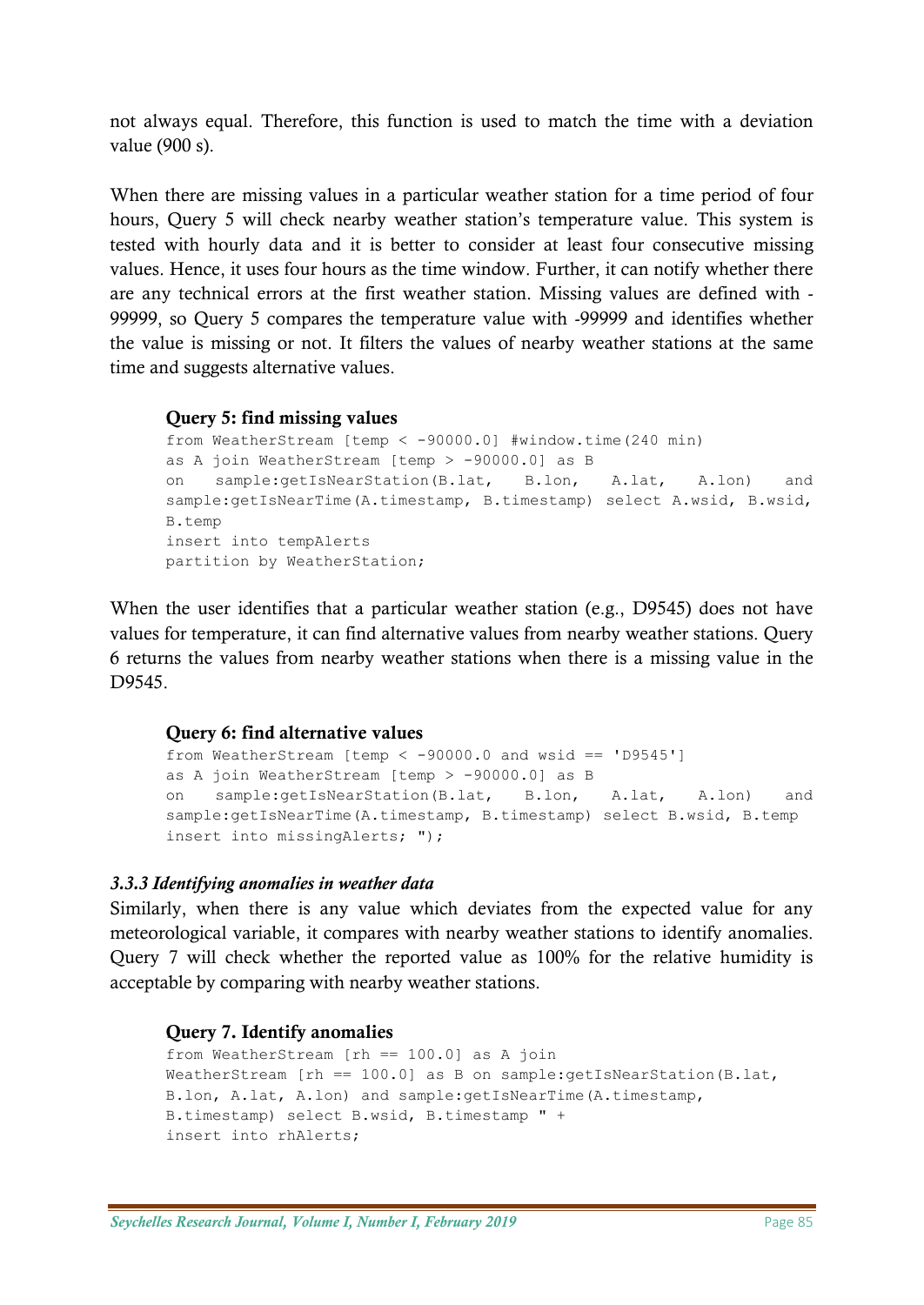not always equal. Therefore, this function is used to match the time with a deviation value (900 s).

When there are missing values in a particular weather station for a time period of four hours, Query 5 will check nearby weather station's temperature value. This system is tested with hourly data and it is better to consider at least four consecutive missing values. Hence, it uses four hours as the time window. Further, it can notify whether there are any technical errors at the first weather station. Missing values are defined with -99999, so Query 5 compares the temperature value with -99999 and identifies whether the value is missing or not. It filters the values of nearby weather stations at the same time and suggests alternative values.

**Query 5: find missing values**

```
from WeatherStream [temp < -90000.0] #window.time(240 min)
as A join WeatherStream [temp > -90000.0] as B
on   sample:getIsNearStation(B.lat,   B.lon,   A.lat,   A.lon)   and
sample:getIsNearTime(A.timestamp, B.timestamp) select A.wsid, B.wsid,
B.temp
insert into tempAlerts
partition by WeatherStation;
```

When the user identifies that a particular weather station (e.g., D9545) does not have values for temperature, it can find alternative values from nearby weather stations. Query 6 returns the values from nearby weather stations when there is a missing value in the D9545.

**Query 6: find alternative values**

```
from WeatherStream [temp < -90000.0 and wsid == 'D9545']
as A join WeatherStream [temp > -90000.0] as B
on   sample:getIsNearStation(B.lat,   B.lon,   A.lat,   A.lon)   and
sample:getIsNearTime(A.timestamp, B.timestamp) select B.wsid, B.temp
insert into missingAlerts; ");
```

### *3.3.3 Identifying anomalies in weather data*

Similarly, when there is any value which deviates from the expected value for any meteorological variable, it compares with nearby weather stations to identify anomalies. Query 7 will check whether the reported value as 100% for the relative humidity is acceptable by comparing with nearby weather stations.

**Query 7. Identify anomalies**

```
from WeatherStream [rh == 100.0] as A join
WeatherStream [rh == 100.0] as B on sample:getIsNearStation(B.lat,
B.lon, A.lat, A.lon) and sample:getIsNearTime(A.timestamp,
B.timestamp) select B.wsid, B.timestamp " +
insert into rhAlerts;
```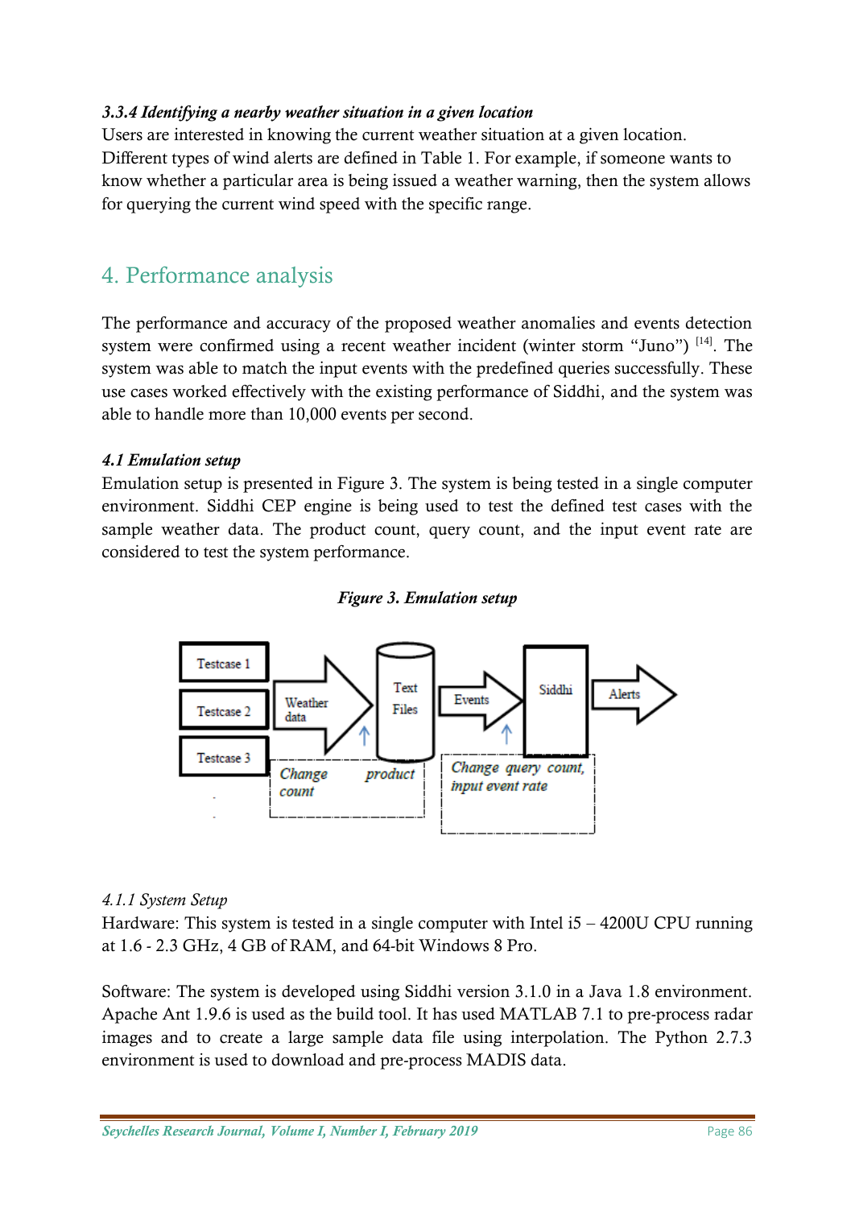*3.3.4 Identifying a nearby weather situation in a given location*

Users are interested in knowing the current weather situation at a given location. Different types of wind alerts are defined in Table 1. For example, if someone wants to know whether a particular area is being issued a weather warning, then the system allows for querying the current wind speed with the specific range.

## 4. Performance analysis

The performance and accuracy of the proposed weather anomalies and events detection system were confirmed using a recent weather incident (winter storm "Juno") [14]. The system was able to match the input events with the predefined queries successfully. These use cases worked effectively with the existing performance of Siddhi, and the system was able to handle more than 10,000 events per second.

### *4.1 Emulation setup*

Emulation setup is presented in Figure 3. The system is being tested in a single computer environment. Siddhi CEP engine is being used to test the defined test cases with the sample weather data. The product count, query count, and the input event rate are considered to test the system performance.

***Figure 3. Emulation setup***

Testcase 1
Testcase 2
Testcase 3
Weather data
Text Files
Events
Siddhi
Alerts
*Change product count*
*Change query count, input event rate*

*4.1.1 System Setup*

Hardware: This system is tested in a single computer with Intel i5 – 4200U CPU running at 1.6 - 2.3 GHz, 4 GB of RAM, and 64-bit Windows 8 Pro.

Software: The system is developed using Siddhi version 3.1.0 in a Java 1.8 environment. Apache Ant 1.9.6 is used as the build tool. It has used MATLAB 7.1 to pre-process radar images and to create a large sample data file using interpolation. The Python 2.7.3 environment is used to download and pre-process MADIS data.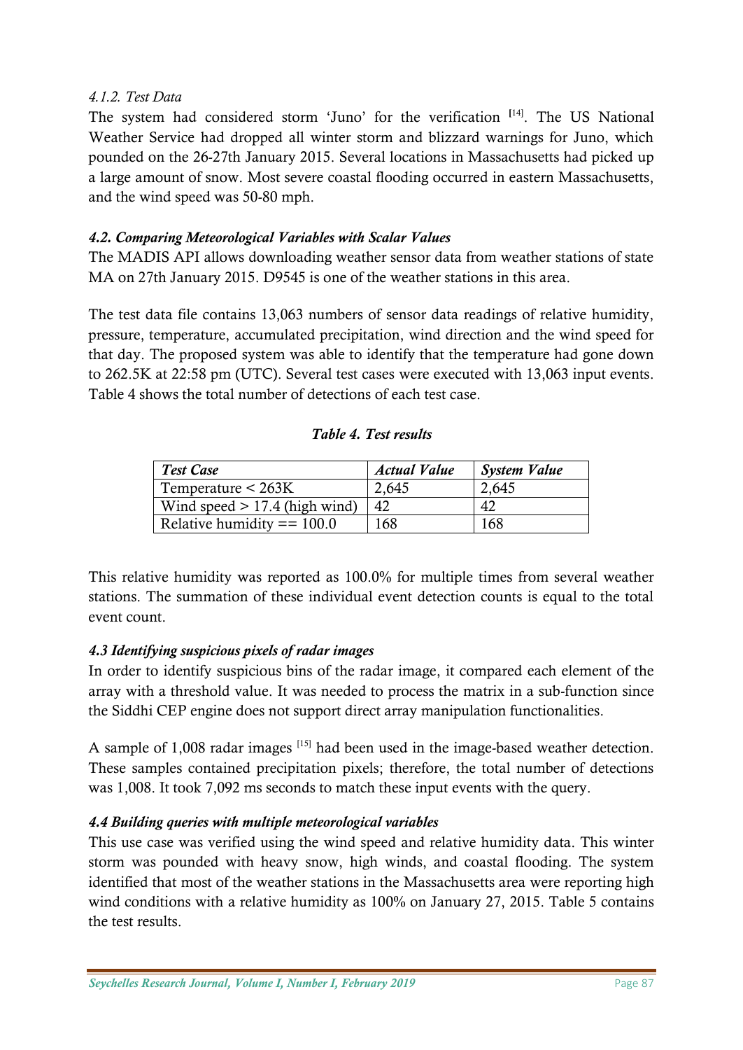#### *4.1.2. Test Data*

The system had considered storm 'Juno' for the verification [14]. The US National Weather Service had dropped all winter storm and blizzard warnings for Juno, which pounded on the 26-27th January 2015. Several locations in Massachusetts had picked up a large amount of snow. Most severe coastal flooding occurred in eastern Massachusetts, and the wind speed was 50-80 mph.

### *4.2. Comparing Meteorological Variables with Scalar Values*

The MADIS API allows downloading weather sensor data from weather stations of state MA on 27th January 2015. D9545 is one of the weather stations in this area.

The test data file contains 13,063 numbers of sensor data readings of relative humidity, pressure, temperature, accumulated precipitation, wind direction and the wind speed for that day. The proposed system was able to identify that the temperature had gone down to 262.5K at 22:58 pm (UTC). Several test cases were executed with 13,063 input events. Table 4 shows the total number of detections of each test case.

***Table 4. Test results***

| *Test Case* | *Actual Value* | *System Value* |
|---|---|---|
| Temperature < 263K | 2,645 | 2,645 |
| Wind speed > 17.4 (high wind) | 42 | 42 |
| Relative humidity == 100.0 | 168 | 168 |

This relative humidity was reported as 100.0% for multiple times from several weather stations. The summation of these individual event detection counts is equal to the total event count.

### *4.3 Identifying suspicious pixels of radar images*

In order to identify suspicious bins of the radar image, it compared each element of the array with a threshold value. It was needed to process the matrix in a sub-function since the Siddhi CEP engine does not support direct array manipulation functionalities.

A sample of 1,008 radar images [15] had been used in the image-based weather detection. These samples contained precipitation pixels; therefore, the total number of detections was 1,008. It took 7,092 ms seconds to match these input events with the query.

### *4.4 Building queries with multiple meteorological variables*

This use case was verified using the wind speed and relative humidity data. This winter storm was pounded with heavy snow, high winds, and coastal flooding. The system identified that most of the weather stations in the Massachusetts area were reporting high wind conditions with a relative humidity as 100% on January 27, 2015. Table 5 contains the test results.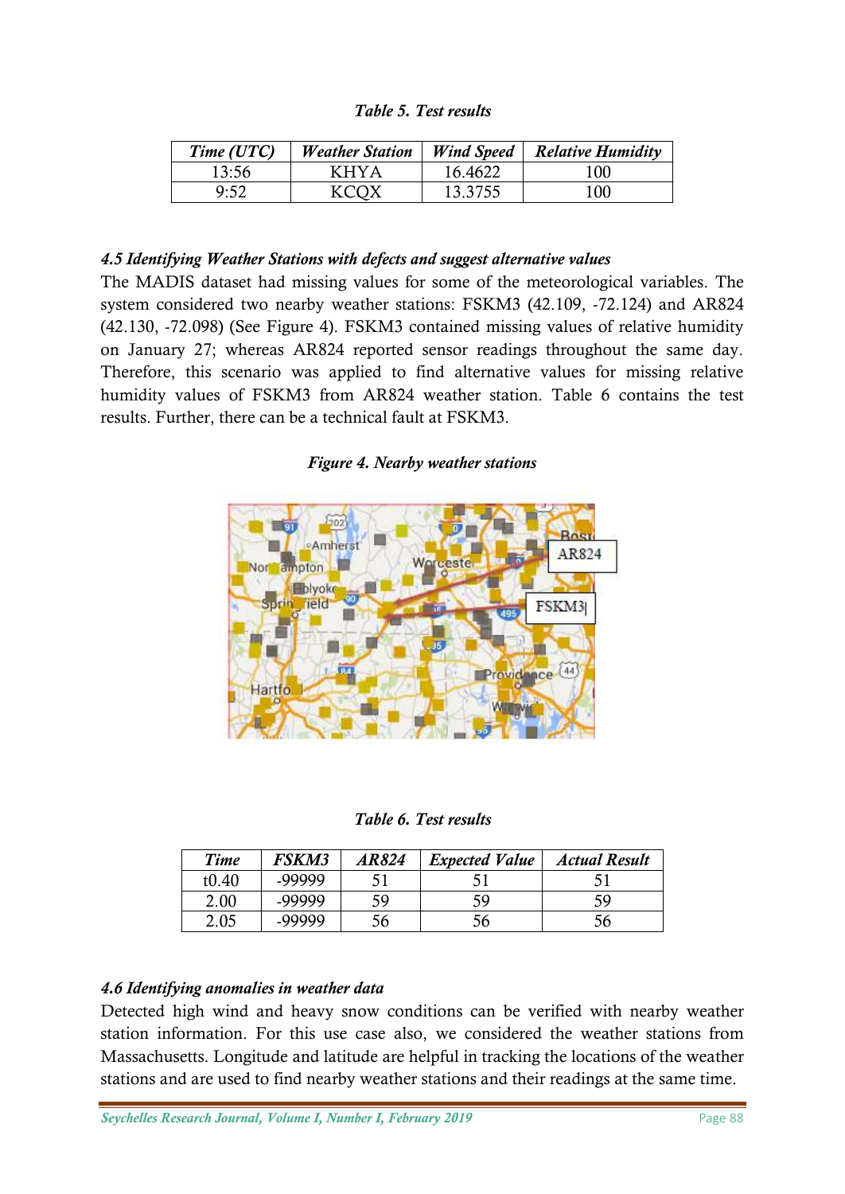*Table 5. Test results*

| *Time (UTC)* | *Weather Station* | *Wind Speed* | *Relative Humidity* |
|---|---|---|---|
| 13:56 | KHYA | 16.4622 | 100 |
| 9:52 | KCQX | 13.3755 | 100 |

### *4.5 Identifying Weather Stations with defects and suggest alternative values*

The MADIS dataset had missing values for some of the meteorological variables. The system considered two nearby weather stations: FSKM3 (42.109, -72.124) and AR824 (42.130, -72.098) (See Figure 4). FSKM3 contained missing values of relative humidity on January 27; whereas AR824 reported sensor readings throughout the same day. Therefore, this scenario was applied to find alternative values for missing relative humidity values of FSKM3 from AR824 weather station. Table 6 contains the test results. Further, there can be a technical fault at FSKM3.

*Figure 4. Nearby weather stations*

*Table 6. Test results*

| *Time* | *FSKM3* | *AR824* | *Expected Value* | *Actual Result* |
|---|---|---|---|---|
| t0.40 | -99999 | 51 | 51 | 51 |
| 2.00 | -99999 | 59 | 59 | 59 |
| 2.05 | -99999 | 56 | 56 | 56 |

### *4.6 Identifying anomalies in weather data*

Detected high wind and heavy snow conditions can be verified with nearby weather station information. For this use case also, we considered the weather stations from Massachusetts. Longitude and latitude are helpful in tracking the locations of the weather stations and are used to find nearby weather stations and their readings at the same time.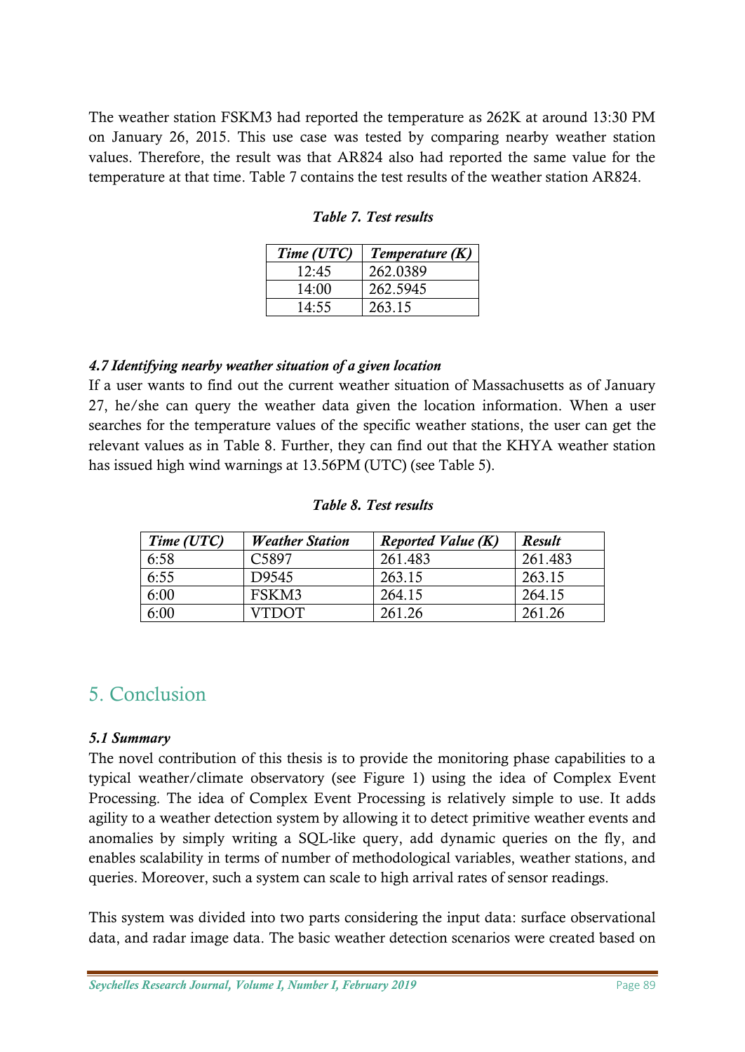The weather station FSKM3 had reported the temperature as 262K at around 13:30 PM on January 26, 2015. This use case was tested by comparing nearby weather station values. Therefore, the result was that AR824 also had reported the same value for the temperature at that time. Table 7 contains the test results of the weather station AR824.

***Table 7. Test results***

| *Time (UTC)* | *Temperature (K)* |
|---|---|
| 12:45 | 262.0389 |
| 14:00 | 262.5945 |
| 14:55 | 263.15 |

#### *4.7 Identifying nearby weather situation of a given location*

If a user wants to find out the current weather situation of Massachusetts as of January 27, he/she can query the weather data given the location information. When a user searches for the temperature values of the specific weather stations, the user can get the relevant values as in Table 8. Further, they can find out that the KHYA weather station has issued high wind warnings at 13.56PM (UTC) (see Table 5).

***Table 8. Test results***

| *Time (UTC)* | *Weather Station* | *Reported Value (K)* | *Result* |
|---|---|---|---|
| 6:58 | C5897 | 261.483 | 261.483 |
| 6:55 | D9545 | 263.15 | 263.15 |
| 6:00 | FSKM3 | 264.15 | 264.15 |
| 6:00 | VTDOT | 261.26 | 261.26 |

## 5. Conclusion

#### *5.1 Summary*

The novel contribution of this thesis is to provide the monitoring phase capabilities to a typical weather/climate observatory (see Figure 1) using the idea of Complex Event Processing. The idea of Complex Event Processing is relatively simple to use. It adds agility to a weather detection system by allowing it to detect primitive weather events and anomalies by simply writing a SQL-like query, add dynamic queries on the fly, and enables scalability in terms of number of methodological variables, weather stations, and queries. Moreover, such a system can scale to high arrival rates of sensor readings.

This system was divided into two parts considering the input data: surface observational data, and radar image data. The basic weather detection scenarios were created based on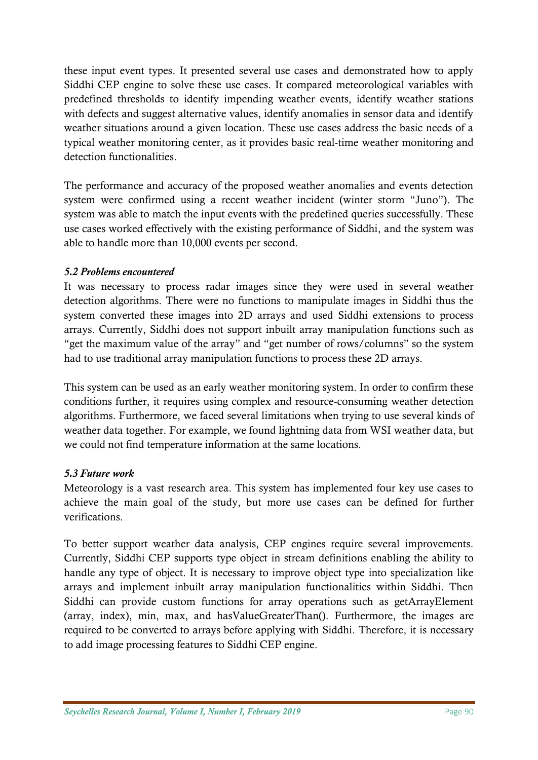these input event types. It presented several use cases and demonstrated how to apply Siddhi CEP engine to solve these use cases. It compared meteorological variables with predefined thresholds to identify impending weather events, identify weather stations with defects and suggest alternative values, identify anomalies in sensor data and identify weather situations around a given location. These use cases address the basic needs of a typical weather monitoring center, as it provides basic real-time weather monitoring and detection functionalities.

The performance and accuracy of the proposed weather anomalies and events detection system were confirmed using a recent weather incident (winter storm "Juno"). The system was able to match the input events with the predefined queries successfully. These use cases worked effectively with the existing performance of Siddhi, and the system was able to handle more than 10,000 events per second.

### *5.2 Problems encountered*

It was necessary to process radar images since they were used in several weather detection algorithms. There were no functions to manipulate images in Siddhi thus the system converted these images into 2D arrays and used Siddhi extensions to process arrays. Currently, Siddhi does not support inbuilt array manipulation functions such as "get the maximum value of the array" and "get number of rows/columns" so the system had to use traditional array manipulation functions to process these 2D arrays.

This system can be used as an early weather monitoring system. In order to confirm these conditions further, it requires using complex and resource-consuming weather detection algorithms. Furthermore, we faced several limitations when trying to use several kinds of weather data together. For example, we found lightning data from WSI weather data, but we could not find temperature information at the same locations.

### *5.3 Future work*

Meteorology is a vast research area. This system has implemented four key use cases to achieve the main goal of the study, but more use cases can be defined for further verifications.

To better support weather data analysis, CEP engines require several improvements. Currently, Siddhi CEP supports type object in stream definitions enabling the ability to handle any type of object. It is necessary to improve object type into specialization like arrays and implement inbuilt array manipulation functionalities within Siddhi. Then Siddhi can provide custom functions for array operations such as getArrayElement (array, index), min, max, and hasValueGreaterThan(). Furthermore, the images are required to be converted to arrays before applying with Siddhi. Therefore, it is necessary to add image processing features to Siddhi CEP engine.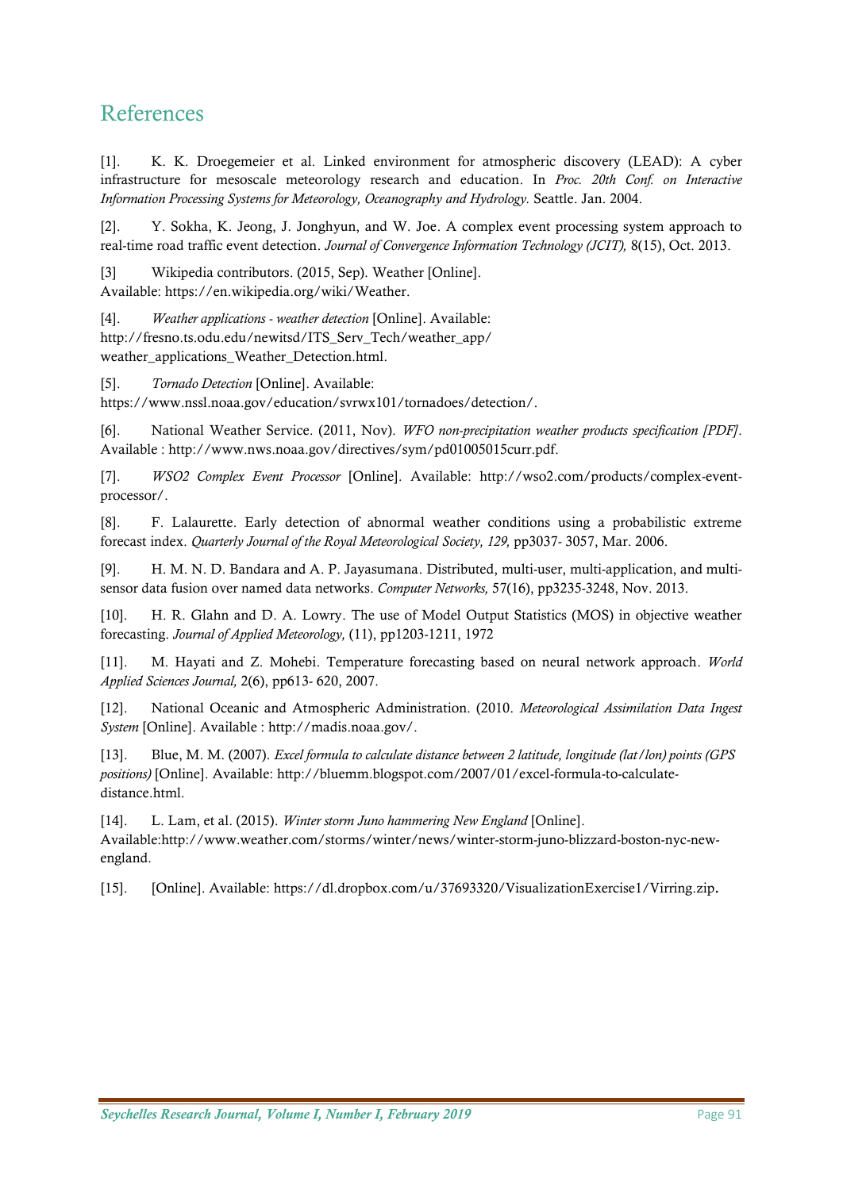# References

[1]. K. K. Droegemeier et al. Linked environment for atmospheric discovery (LEAD): A cyber infrastructure for mesoscale meteorology research and education. In *Proc. 20th Conf. on Interactive Information Processing Systems for Meteorology, Oceanography and Hydrology.* Seattle. Jan. 2004.

[2]. Y. Sokha, K. Jeong, J. Jonghyun, and W. Joe. A complex event processing system approach to real-time road traffic event detection. *Journal of Convergence Information Technology (JCIT),* 8(15), Oct. 2013.

[3] Wikipedia contributors. (2015, Sep). Weather [Online].
Available: https://en.wikipedia.org/wiki/Weather.

[4]. *Weather applications - weather detection* [Online]. Available:
http://fresno.ts.odu.edu/newitsd/ITS_Serv_Tech/weather_app/
weather_applications_Weather_Detection.html.

[5]. *Tornado Detection* [Online]. Available:
https://www.nssl.noaa.gov/education/svrwx101/tornadoes/detection/.

[6]. National Weather Service. (2011, Nov). *WFO non-precipitation weather products specification [PDF]*. Available : http://www.nws.noaa.gov/directives/sym/pd01005015curr.pdf.

[7]. *WSO2 Complex Event Processor* [Online]. Available: http://wso2.com/products/complex-event-processor/.

[8]. F. Lalaurette. Early detection of abnormal weather conditions using a probabilistic extreme forecast index. *Quarterly Journal of the Royal Meteorological Society, 129,* pp3037- 3057, Mar. 2006.

[9]. H. M. N. D. Bandara and A. P. Jayasumana. Distributed, multi-user, multi-application, and multi-sensor data fusion over named data networks. *Computer Networks,* 57(16), pp3235-3248, Nov. 2013.

[10]. H. R. Glahn and D. A. Lowry. The use of Model Output Statistics (MOS) in objective weather forecasting. *Journal of Applied Meteorology,* (11), pp1203-1211, 1972

[11]. M. Hayati and Z. Mohebi. Temperature forecasting based on neural network approach. *World Applied Sciences Journal,* 2(6), pp613- 620, 2007.

[12]. National Oceanic and Atmospheric Administration. (2010. *Meteorological Assimilation Data Ingest System* [Online]. Available : http://madis.noaa.gov/.

[13]. Blue, M. M. (2007). *Excel formula to calculate distance between 2 latitude, longitude (lat/lon) points (GPS positions)* [Online]. Available: http://bluemm.blogspot.com/2007/01/excel-formula-to-calculate-distance.html.

[14]. L. Lam, et al. (2015). *Winter storm Juno hammering New England* [Online].
Available:http://www.weather.com/storms/winter/news/winter-storm-juno-blizzard-boston-nyc-new-england.

[15]. [Online]. Available: https://dl.dropbox.com/u/37693320/VisualizationExercise1/Virring.zip.